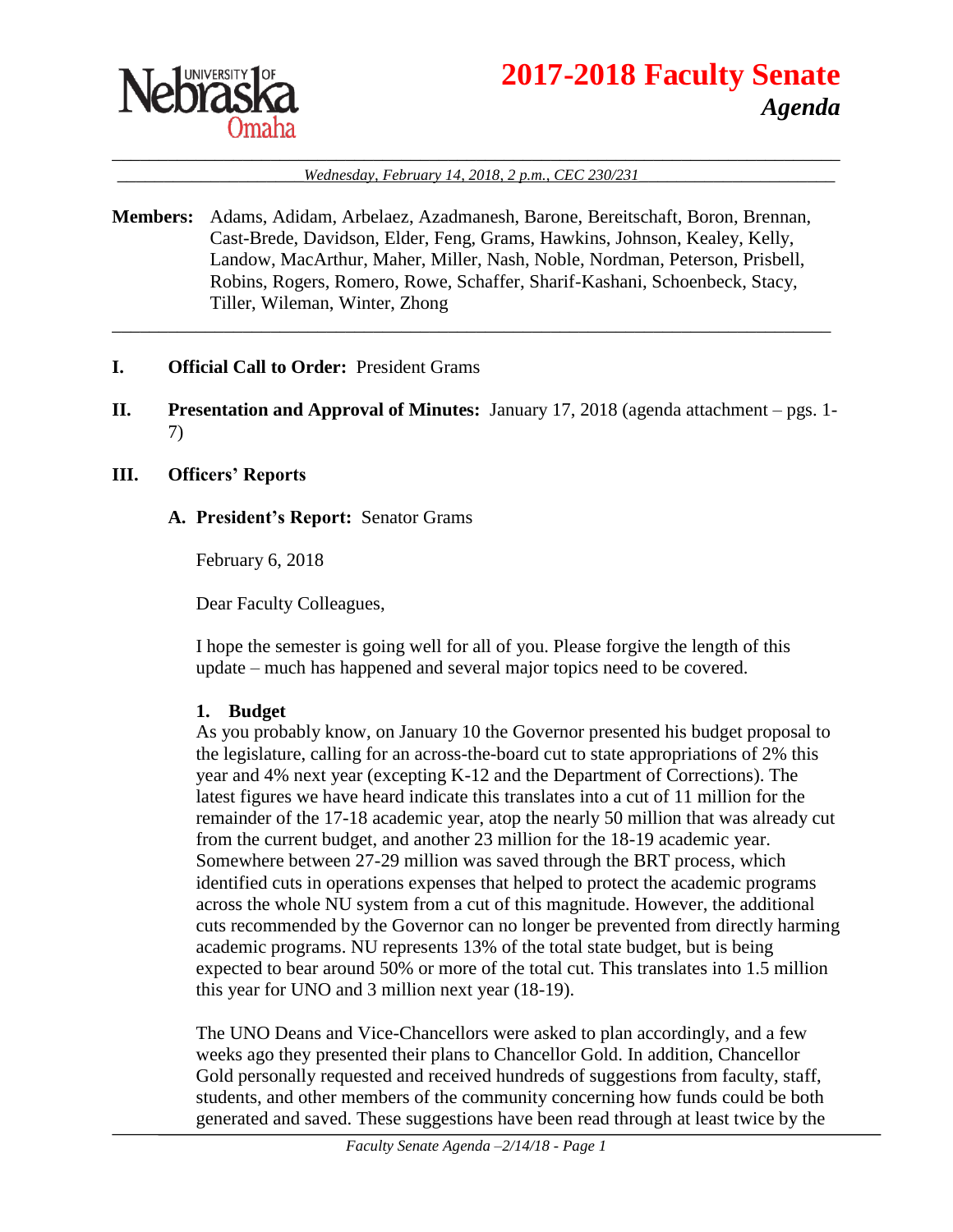# 2017-2018 Faculty Senate

## *Agenda*

*Wednesday, February 14, 2018, 2 p.m., CEC 230/231*

**Members:** Adams, Adidam, Arbelaez, Azadmanesh, Barone, Bereitschaft, Boron, Brennan, Cast-Brede, Davidson, Elder, Feng, Grams, Hawkins, Johnson, Kealey, Kelly, Landow, MacArthur, Maher, Miller, Nash, Noble, Nordman, Peterson, Prisbell, Robins, Rogers, Romero, Rowe, Schaffer, Sharif-Kashani, Schoenbeck, Stacy, Tiller, Wileman, Winter, Zhong

---

**I. Official Call to Order:** President Grams

**II. Presentation and Approval of Minutes:** January 17, 2018 (agenda attachment – pgs. 1-7)

**III. Officers' Reports**

**A. President's Report:** Senator Grams

February 6, 2018

Dear Faculty Colleagues,

I hope the semester is going well for all of you. Please forgive the length of this update – much has happened and several major topics need to be covered.

**1. Budget**

As you probably know, on January 10 the Governor presented his budget proposal to the legislature, calling for an across-the-board cut to state appropriations of 2% this year and 4% next year (excepting K-12 and the Department of Corrections). The latest figures we have heard indicate this translates into a cut of 11 million for the remainder of the 17-18 academic year, atop the nearly 50 million that was already cut from the current budget, and another 23 million for the 18-19 academic year. Somewhere between 27-29 million was saved through the BRT process, which identified cuts in operations expenses that helped to protect the academic programs across the whole NU system from a cut of this magnitude. However, the additional cuts recommended by the Governor can no longer be prevented from directly harming academic programs. NU represents 13% of the total state budget, but is being expected to bear around 50% or more of the total cut. This translates into 1.5 million this year for UNO and 3 million next year (18-19).

The UNO Deans and Vice-Chancellors were asked to plan accordingly, and a few weeks ago they presented their plans to Chancellor Gold. In addition, Chancellor Gold personally requested and received hundreds of suggestions from faculty, staff, students, and other members of the community concerning how funds could be both generated and saved. These suggestions have been read through at least twice by the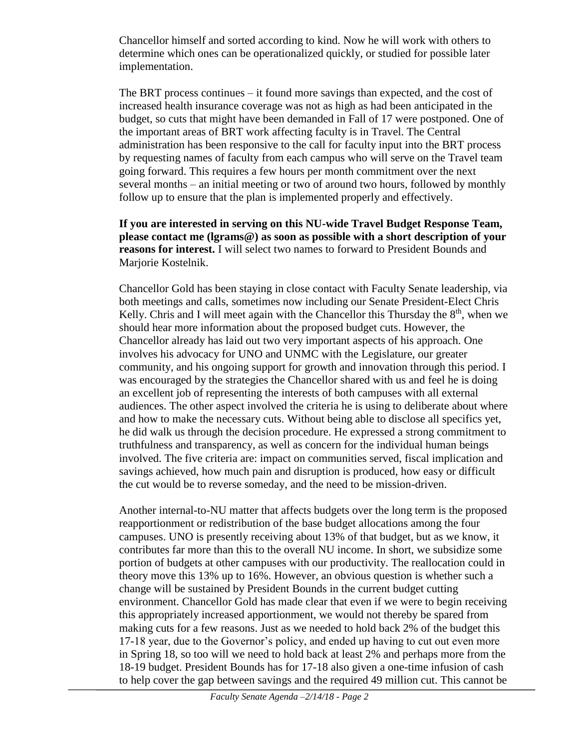Chancellor himself and sorted according to kind. Now he will work with others to determine which ones can be operationalized quickly, or studied for possible later implementation.

The BRT process continues – it found more savings than expected, and the cost of increased health insurance coverage was not as high as had been anticipated in the budget, so cuts that might have been demanded in Fall of 17 were postponed. One of the important areas of BRT work affecting faculty is in Travel. The Central administration has been responsive to the call for faculty input into the BRT process by requesting names of faculty from each campus who will serve on the Travel team going forward. This requires a few hours per month commitment over the next several months – an initial meeting or two of around two hours, followed by monthly follow up to ensure that the plan is implemented properly and effectively.

**If you are interested in serving on this NU-wide Travel Budget Response Team, please contact me (lgrams@) as soon as possible with a short description of your reasons for interest.** I will select two names to forward to President Bounds and Marjorie Kostelnik.

Chancellor Gold has been staying in close contact with Faculty Senate leadership, via both meetings and calls, sometimes now including our Senate President-Elect Chris Kelly. Chris and I will meet again with the Chancellor this Thursday the 8th, when we should hear more information about the proposed budget cuts. However, the Chancellor already has laid out two very important aspects of his approach. One involves his advocacy for UNO and UNMC with the Legislature, our greater community, and his ongoing support for growth and innovation through this period. I was encouraged by the strategies the Chancellor shared with us and feel he is doing an excellent job of representing the interests of both campuses with all external audiences. The other aspect involved the criteria he is using to deliberate about where and how to make the necessary cuts. Without being able to disclose all specifics yet, he did walk us through the decision procedure. He expressed a strong commitment to truthfulness and transparency, as well as concern for the individual human beings involved. The five criteria are: impact on communities served, fiscal implication and savings achieved, how much pain and disruption is produced, how easy or difficult the cut would be to reverse someday, and the need to be mission-driven.

Another internal-to-NU matter that affects budgets over the long term is the proposed reapportionment or redistribution of the base budget allocations among the four campuses. UNO is presently receiving about 13% of that budget, but as we know, it contributes far more than this to the overall NU income. In short, we subsidize some portion of budgets at other campuses with our productivity. The reallocation could in theory move this 13% up to 16%. However, an obvious question is whether such a change will be sustained by President Bounds in the current budget cutting environment. Chancellor Gold has made clear that even if we were to begin receiving this appropriately increased apportionment, we would not thereby be spared from making cuts for a few reasons. Just as we needed to hold back 2% of the budget this 17-18 year, due to the Governor's policy, and ended up having to cut out even more in Spring 18, so too will we need to hold back at least 2% and perhaps more from the 18-19 budget. President Bounds has for 17-18 also given a one-time infusion of cash to help cover the gap between savings and the required 49 million cut. This cannot be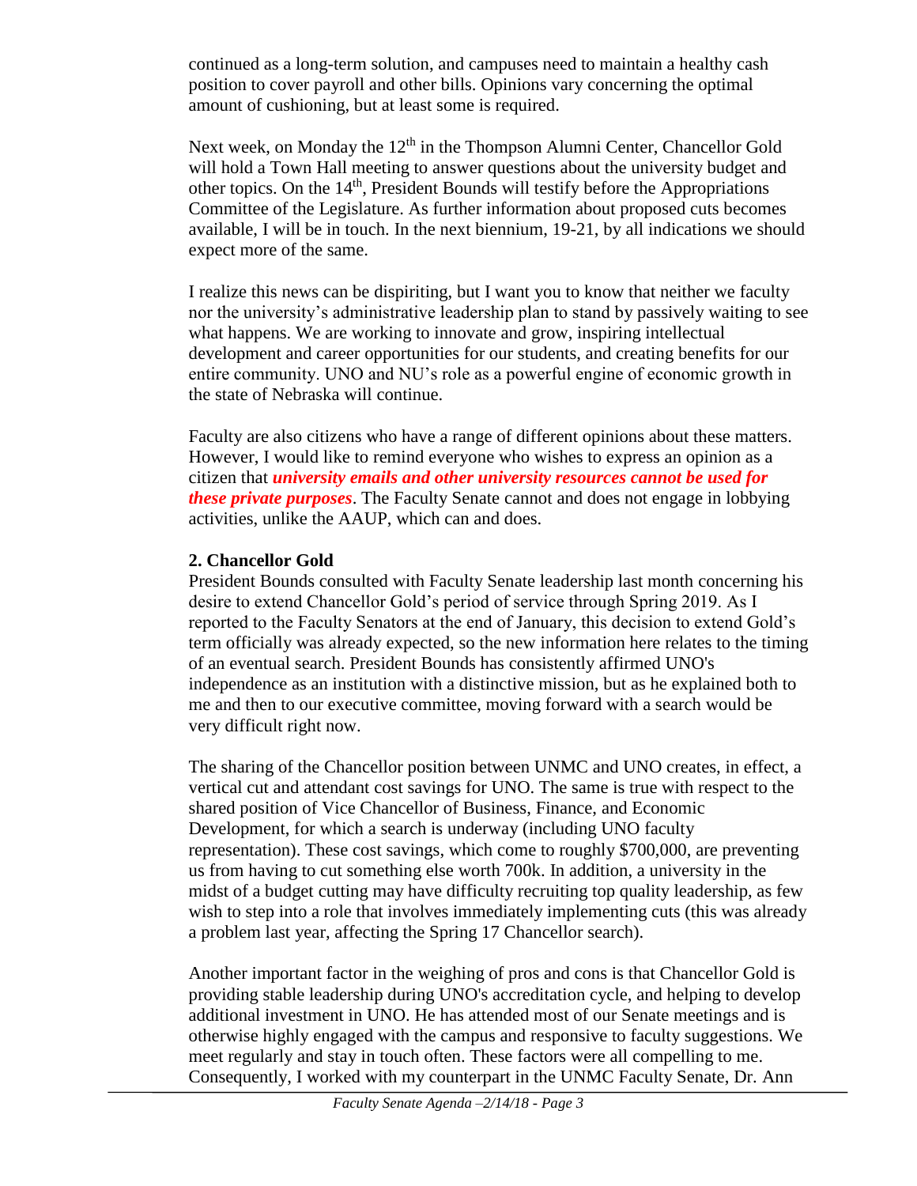continued as a long-term solution, and campuses need to maintain a healthy cash position to cover payroll and other bills. Opinions vary concerning the optimal amount of cushioning, but at least some is required.

Next week, on Monday the 12th in the Thompson Alumni Center, Chancellor Gold will hold a Town Hall meeting to answer questions about the university budget and other topics. On the 14th, President Bounds will testify before the Appropriations Committee of the Legislature. As further information about proposed cuts becomes available, I will be in touch. In the next biennium, 19-21, by all indications we should expect more of the same.

I realize this news can be dispiriting, but I want you to know that neither we faculty nor the university's administrative leadership plan to stand by passively waiting to see what happens. We are working to innovate and grow, inspiring intellectual development and career opportunities for our students, and creating benefits for our entire community. UNO and NU's role as a powerful engine of economic growth in the state of Nebraska will continue.

Faculty are also citizens who have a range of different opinions about these matters. However, I would like to remind everyone who wishes to express an opinion as a citizen that ***university emails and other university resources cannot be used for these private purposes***. The Faculty Senate cannot and does not engage in lobbying activities, unlike the AAUP, which can and does.

**2. Chancellor Gold**

President Bounds consulted with Faculty Senate leadership last month concerning his desire to extend Chancellor Gold's period of service through Spring 2019. As I reported to the Faculty Senators at the end of January, this decision to extend Gold's term officially was already expected, so the new information here relates to the timing of an eventual search. President Bounds has consistently affirmed UNO's independence as an institution with a distinctive mission, but as he explained both to me and then to our executive committee, moving forward with a search would be very difficult right now.

The sharing of the Chancellor position between UNMC and UNO creates, in effect, a vertical cut and attendant cost savings for UNO. The same is true with respect to the shared position of Vice Chancellor of Business, Finance, and Economic Development, for which a search is underway (including UNO faculty representation). These cost savings, which come to roughly $700,000, are preventing us from having to cut something else worth 700k. In addition, a university in the midst of a budget cutting may have difficulty recruiting top quality leadership, as few wish to step into a role that involves immediately implementing cuts (this was already a problem last year, affecting the Spring 17 Chancellor search).

Another important factor in the weighing of pros and cons is that Chancellor Gold is providing stable leadership during UNO's accreditation cycle, and helping to develop additional investment in UNO. He has attended most of our Senate meetings and is otherwise highly engaged with the campus and responsive to faculty suggestions. We meet regularly and stay in touch often. These factors were all compelling to me. Consequently, I worked with my counterpart in the UNMC Faculty Senate, Dr. Ann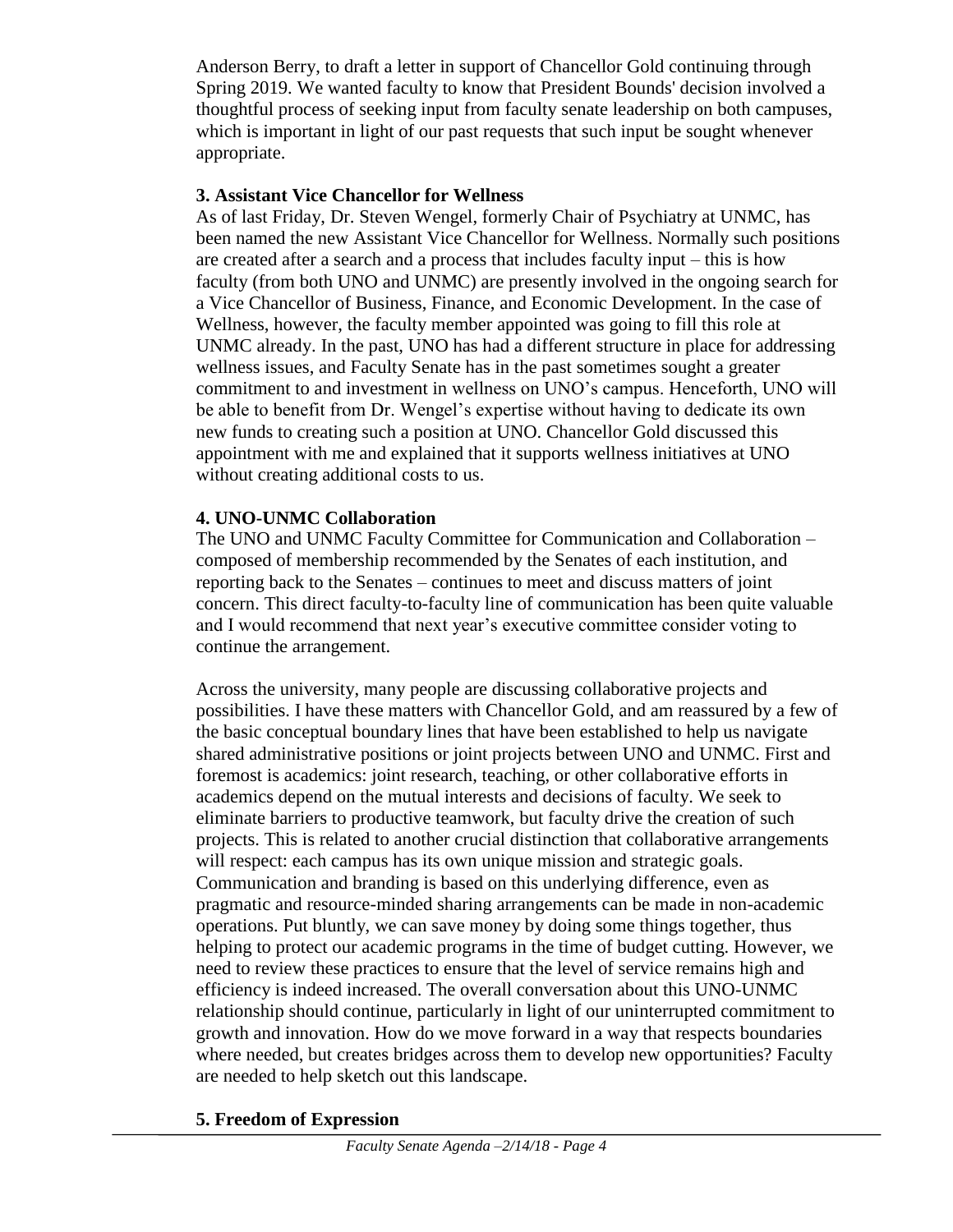Anderson Berry, to draft a letter in support of Chancellor Gold continuing through Spring 2019. We wanted faculty to know that President Bounds' decision involved a thoughtful process of seeking input from faculty senate leadership on both campuses, which is important in light of our past requests that such input be sought whenever appropriate.

**3. Assistant Vice Chancellor for Wellness**

As of last Friday, Dr. Steven Wengel, formerly Chair of Psychiatry at UNMC, has been named the new Assistant Vice Chancellor for Wellness. Normally such positions are created after a search and a process that includes faculty input – this is how faculty (from both UNO and UNMC) are presently involved in the ongoing search for a Vice Chancellor of Business, Finance, and Economic Development. In the case of Wellness, however, the faculty member appointed was going to fill this role at UNMC already. In the past, UNO has had a different structure in place for addressing wellness issues, and Faculty Senate has in the past sometimes sought a greater commitment to and investment in wellness on UNO's campus. Henceforth, UNO will be able to benefit from Dr. Wengel's expertise without having to dedicate its own new funds to creating such a position at UNO. Chancellor Gold discussed this appointment with me and explained that it supports wellness initiatives at UNO without creating additional costs to us.

**4. UNO-UNMC Collaboration**

The UNO and UNMC Faculty Committee for Communication and Collaboration – composed of membership recommended by the Senates of each institution, and reporting back to the Senates – continues to meet and discuss matters of joint concern. This direct faculty-to-faculty line of communication has been quite valuable and I would recommend that next year's executive committee consider voting to continue the arrangement.

Across the university, many people are discussing collaborative projects and possibilities. I have these matters with Chancellor Gold, and am reassured by a few of the basic conceptual boundary lines that have been established to help us navigate shared administrative positions or joint projects between UNO and UNMC. First and foremost is academics: joint research, teaching, or other collaborative efforts in academics depend on the mutual interests and decisions of faculty. We seek to eliminate barriers to productive teamwork, but faculty drive the creation of such projects. This is related to another crucial distinction that collaborative arrangements will respect: each campus has its own unique mission and strategic goals. Communication and branding is based on this underlying difference, even as pragmatic and resource-minded sharing arrangements can be made in non-academic operations. Put bluntly, we can save money by doing some things together, thus helping to protect our academic programs in the time of budget cutting. However, we need to review these practices to ensure that the level of service remains high and efficiency is indeed increased. The overall conversation about this UNO-UNMC relationship should continue, particularly in light of our uninterrupted commitment to growth and innovation. How do we move forward in a way that respects boundaries where needed, but creates bridges across them to develop new opportunities? Faculty are needed to help sketch out this landscape.

**5. Freedom of Expression**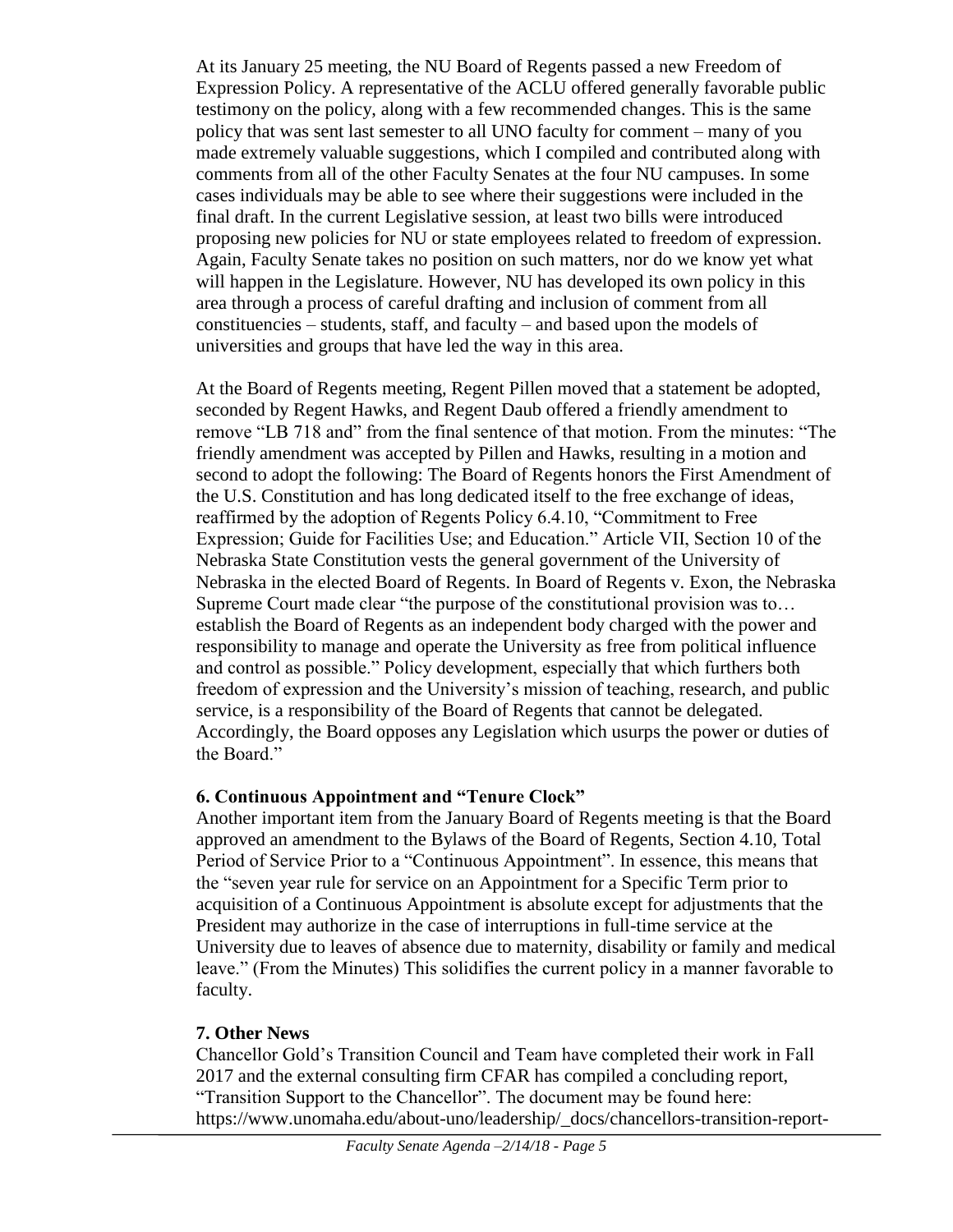At its January 25 meeting, the NU Board of Regents passed a new Freedom of Expression Policy. A representative of the ACLU offered generally favorable public testimony on the policy, along with a few recommended changes. This is the same policy that was sent last semester to all UNO faculty for comment – many of you made extremely valuable suggestions, which I compiled and contributed along with comments from all of the other Faculty Senates at the four NU campuses. In some cases individuals may be able to see where their suggestions were included in the final draft. In the current Legislative session, at least two bills were introduced proposing new policies for NU or state employees related to freedom of expression. Again, Faculty Senate takes no position on such matters, nor do we know yet what will happen in the Legislature. However, NU has developed its own policy in this area through a process of careful drafting and inclusion of comment from all constituencies – students, staff, and faculty – and based upon the models of universities and groups that have led the way in this area.

At the Board of Regents meeting, Regent Pillen moved that a statement be adopted, seconded by Regent Hawks, and Regent Daub offered a friendly amendment to remove "LB 718 and" from the final sentence of that motion. From the minutes: "The friendly amendment was accepted by Pillen and Hawks, resulting in a motion and second to adopt the following: The Board of Regents honors the First Amendment of the U.S. Constitution and has long dedicated itself to the free exchange of ideas, reaffirmed by the adoption of Regents Policy 6.4.10, "Commitment to Free Expression; Guide for Facilities Use; and Education." Article VII, Section 10 of the Nebraska State Constitution vests the general government of the University of Nebraska in the elected Board of Regents. In Board of Regents v. Exon, the Nebraska Supreme Court made clear "the purpose of the constitutional provision was to… establish the Board of Regents as an independent body charged with the power and responsibility to manage and operate the University as free from political influence and control as possible." Policy development, especially that which furthers both freedom of expression and the University's mission of teaching, research, and public service, is a responsibility of the Board of Regents that cannot be delegated. Accordingly, the Board opposes any Legislation which usurps the power or duties of the Board."

**6. Continuous Appointment and "Tenure Clock"**

Another important item from the January Board of Regents meeting is that the Board approved an amendment to the Bylaws of the Board of Regents, Section 4.10, Total Period of Service Prior to a "Continuous Appointment". In essence, this means that the "seven year rule for service on an Appointment for a Specific Term prior to acquisition of a Continuous Appointment is absolute except for adjustments that the President may authorize in the case of interruptions in full-time service at the University due to leaves of absence due to maternity, disability or family and medical leave." (From the Minutes) This solidifies the current policy in a manner favorable to faculty.

**7. Other News**

Chancellor Gold's Transition Council and Team have completed their work in Fall 2017 and the external consulting firm CFAR has compiled a concluding report, "Transition Support to the Chancellor". The document may be found here: https://www.unomaha.edu/about-uno/leadership/_docs/chancellors-transition-report-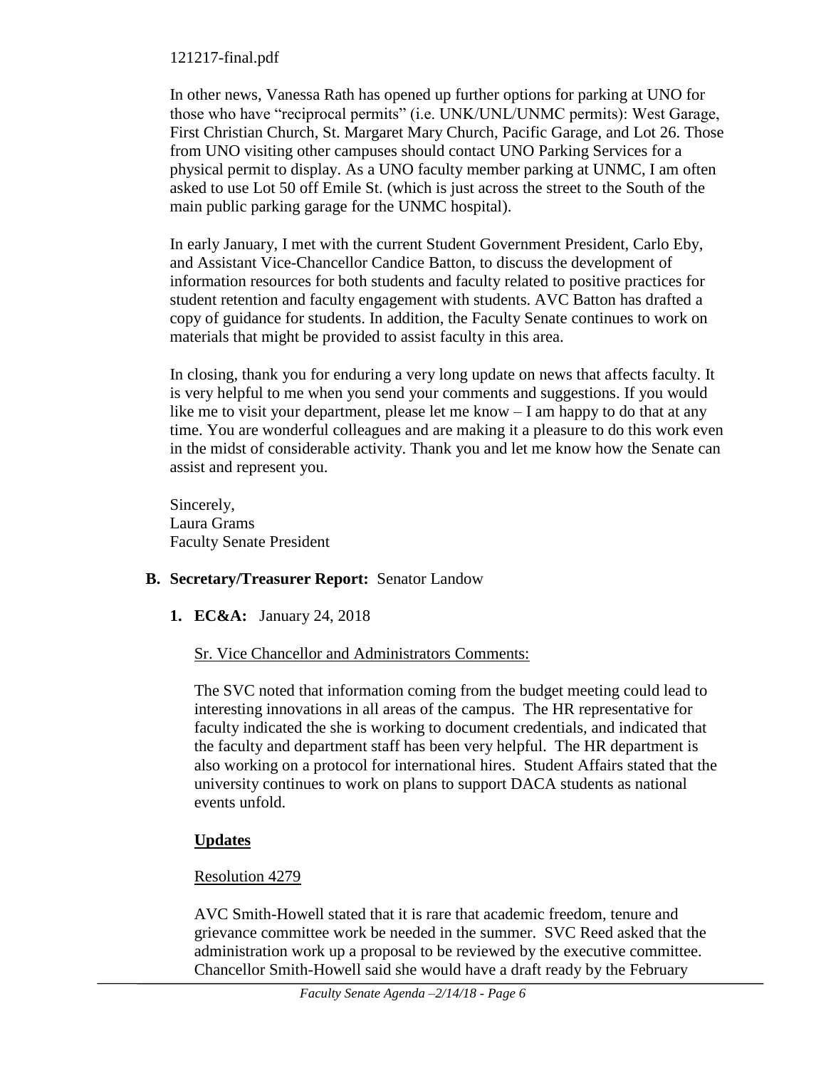121217-final.pdf

In other news, Vanessa Rath has opened up further options for parking at UNO for those who have "reciprocal permits" (i.e. UNK/UNL/UNMC permits): West Garage, First Christian Church, St. Margaret Mary Church, Pacific Garage, and Lot 26. Those from UNO visiting other campuses should contact UNO Parking Services for a physical permit to display. As a UNO faculty member parking at UNMC, I am often asked to use Lot 50 off Emile St. (which is just across the street to the South of the main public parking garage for the UNMC hospital).

In early January, I met with the current Student Government President, Carlo Eby, and Assistant Vice-Chancellor Candice Batton, to discuss the development of information resources for both students and faculty related to positive practices for student retention and faculty engagement with students. AVC Batton has drafted a copy of guidance for students. In addition, the Faculty Senate continues to work on materials that might be provided to assist faculty in this area.

In closing, thank you for enduring a very long update on news that affects faculty. It is very helpful to me when you send your comments and suggestions. If you would like me to visit your department, please let me know – I am happy to do that at any time. You are wonderful colleagues and are making it a pleasure to do this work even in the midst of considerable activity. Thank you and let me know how the Senate can assist and represent you.

Sincerely,
Laura Grams
Faculty Senate President

**B. Secretary/Treasurer Report:** Senator Landow

**1. EC&A:** January 24, 2018

Sr. Vice Chancellor and Administrators Comments:

The SVC noted that information coming from the budget meeting could lead to interesting innovations in all areas of the campus. The HR representative for faculty indicated the she is working to document credentials, and indicated that the faculty and department staff has been very helpful. The HR department is also working on a protocol for international hires. Student Affairs stated that the university continues to work on plans to support DACA students as national events unfold.

**Updates**

Resolution 4279

AVC Smith-Howell stated that it is rare that academic freedom, tenure and grievance committee work be needed in the summer. SVC Reed asked that the administration work up a proposal to be reviewed by the executive committee. Chancellor Smith-Howell said she would have a draft ready by the February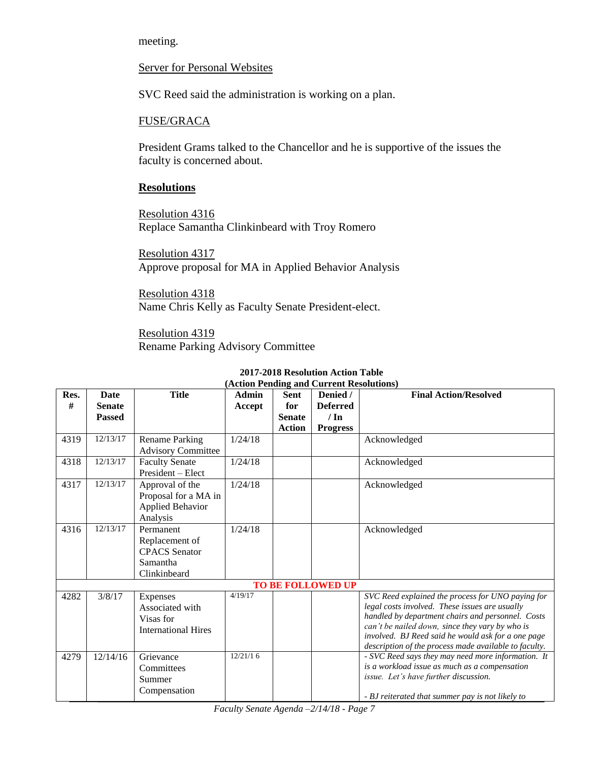meeting.

Server for Personal Websites

SVC Reed said the administration is working on a plan.

FUSE/GRACA

President Grams talked to the Chancellor and he is supportive of the issues the faculty is concerned about.

**Resolutions**

Resolution 4316
Replace Samantha Clinkinbeard with Troy Romero

Resolution 4317
Approve proposal for MA in Applied Behavior Analysis

Resolution 4318
Name Chris Kelly as Faculty Senate President-elect.

Resolution 4319
Rename Parking Advisory Committee

**2017-2018 Resolution Action Table**
**(Action Pending and Current Resolutions)**

| Res. # | Date Senate Passed | Title | Admin Accept | Sent for Senate Action | Denied / Deferred / In Progress | Final Action/Resolved |
|---|---|---|---|---|---|---|
| 4319 | 12/13/17 | Rename Parking Advisory Committee | 1/24/18 | | | Acknowledged |
| 4318 | 12/13/17 | Faculty Senate President – Elect | 1/24/18 | | | Acknowledged |
| 4317 | 12/13/17 | Approval of the Proposal for a MA in Applied Behavior Analysis | 1/24/18 | | | Acknowledged |
| 4316 | 12/13/17 | Permanent Replacement of CPACS Senator Samantha Clinkinbeard | 1/24/18 | | | Acknowledged |
| **TO BE FOLLOWED UP** | | | | | | |
| 4282 | 3/8/17 | Expenses Associated with Visas for International Hires | 4/19/17 | | | *SVC Reed explained the process for UNO paying for legal costs involved. These issues are usually handled by department chairs and personnel. Costs can't be nailed down, since they vary by who is involved. BJ Reed said he would ask for a one page description of the process made available to faculty.* |
| 4279 | 12/14/16 | Grievance Committees Summer Compensation | 12/21/1 6 | | | *- SVC Reed says they may need more information. It is a workload issue as much as a compensation issue. Let's have further discussion.*<br><br>*- BJ reiterated that summer pay is not likely to* |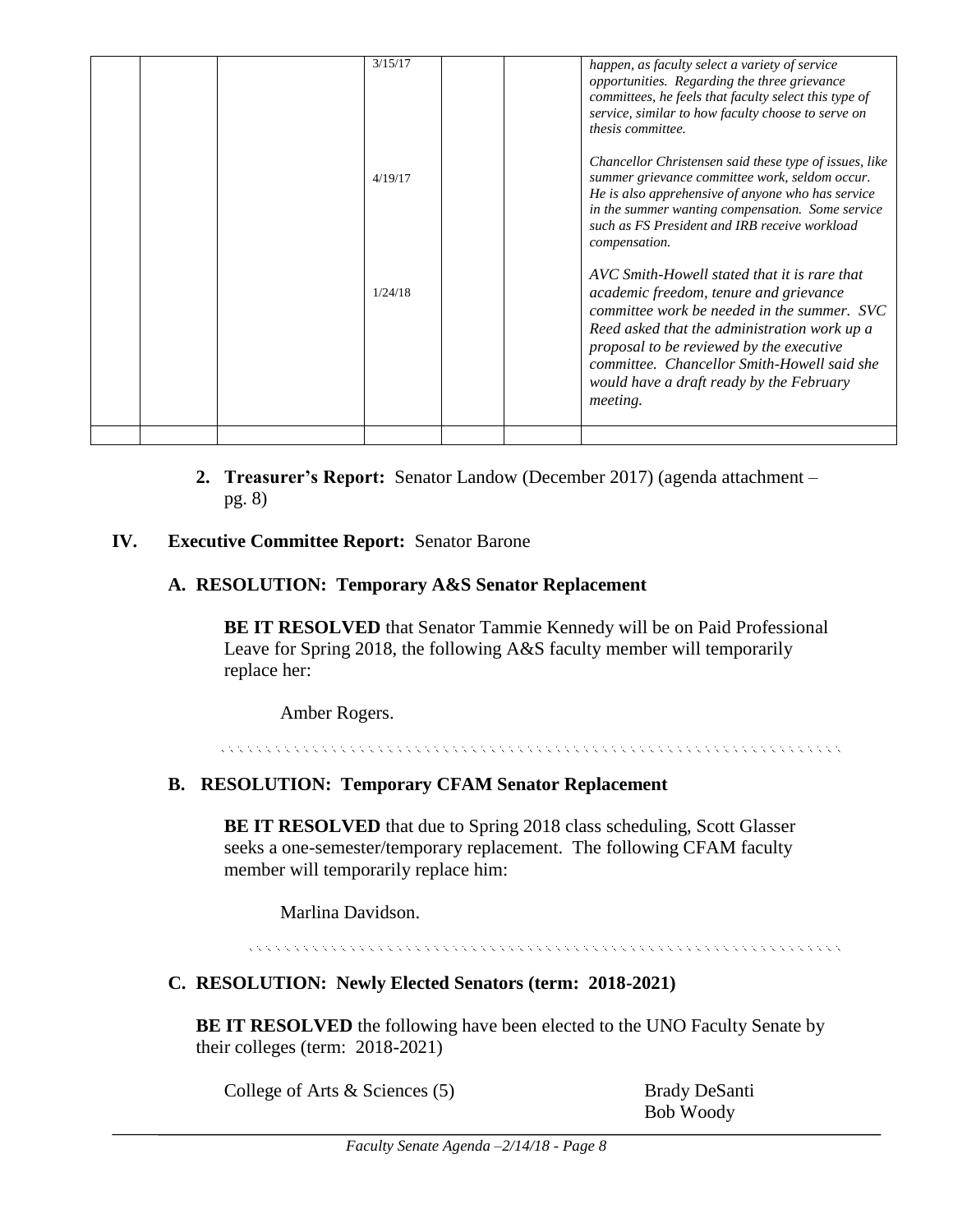| | | | | | | |
|---|---|---|---|---|---|---|
| | | | 3/15/17<br><br>4/19/17<br><br>1/24/18 | | | *happen, as faculty select a variety of service opportunities. Regarding the three grievance committees, he feels that faculty select this type of service, similar to how faculty choose to serve on thesis committee.*<br><br>*Chancellor Christensen said these type of issues, like summer grievance committee work, seldom occur. He is also apprehensive of anyone who has service in the summer wanting compensation. Some service such as FS President and IRB receive workload compensation.*<br><br>*AVC Smith-Howell stated that it is rare that academic freedom, tenure and grievance committee work be needed in the summer. SVC Reed asked that the administration work up a proposal to be reviewed by the executive committee. Chancellor Smith-Howell said she would have a draft ready by the February meeting.* |
| | | | | | | |

2. **Treasurer's Report:** Senator Landow (December 2017) (agenda attachment – pg. 8)

## IV. Executive Committee Report: Senator Barone

### A. RESOLUTION: Temporary A&S Senator Replacement

**BE IT RESOLVED** that Senator Tammie Kennedy will be on Paid Professional Leave for Spring 2018, the following A&S faculty member will temporarily replace her:

Amber Rogers.

### B. RESOLUTION: Temporary CFAM Senator Replacement

**BE IT RESOLVED** that due to Spring 2018 class scheduling, Scott Glasser seeks a one-semester/temporary replacement. The following CFAM faculty member will temporarily replace him:

Marlina Davidson.

### C. RESOLUTION: Newly Elected Senators (term: 2018-2021)

**BE IT RESOLVED** the following have been elected to the UNO Faculty Senate by their colleges (term: 2018-2021)

College of Arts & Sciences (5)
- Brady DeSanti
- Bob Woody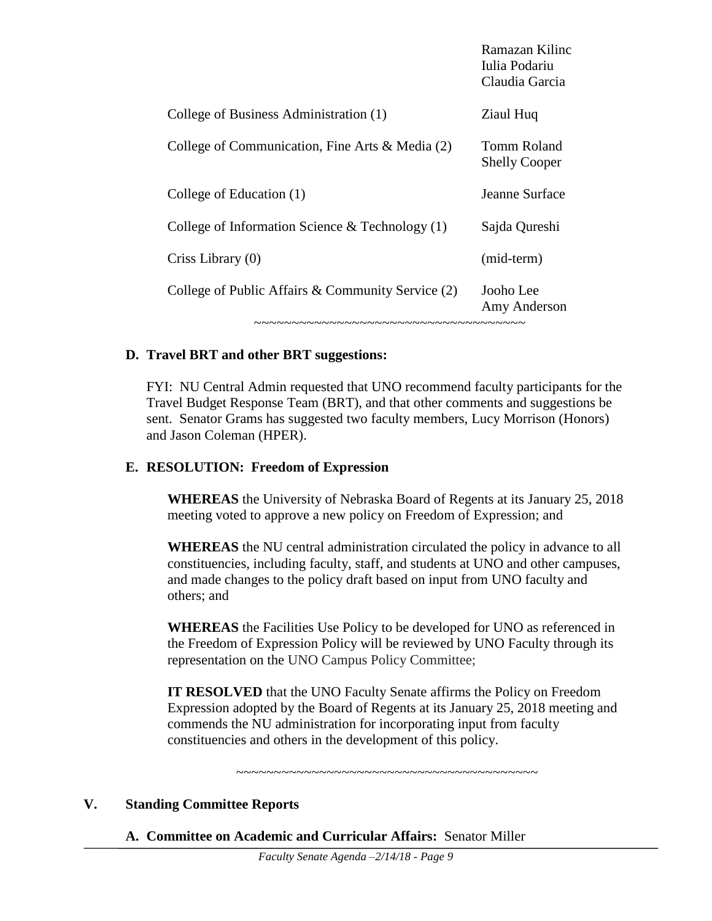| | |
|---|---|
| | Ramazan Kilinc<br>Iulia Podariu<br>Claudia Garcia |
| College of Business Administration (1) | Ziaul Huq |
| College of Communication, Fine Arts & Media (2) | Tomm Roland<br>Shelly Cooper |
| College of Education (1) | Jeanne Surface |
| College of Information Science & Technology (1) | Sajda Qureshi |
| Criss Library (0) | (mid-term) |
| College of Public Affairs & Community Service (2) | Jooho Lee<br>Amy Anderson |

~~~~~~~~~~~~~~~~~~~~~~~~~~~~~~~~~~~~~~

**D. Travel BRT and other BRT suggestions:**

FYI: NU Central Admin requested that UNO recommend faculty participants for the Travel Budget Response Team (BRT), and that other comments and suggestions be sent. Senator Grams has suggested two faculty members, Lucy Morrison (Honors) and Jason Coleman (HPER).

**E. RESOLUTION: Freedom of Expression**

**WHEREAS** the University of Nebraska Board of Regents at its January 25, 2018 meeting voted to approve a new policy on Freedom of Expression; and

**WHEREAS** the NU central administration circulated the policy in advance to all constituencies, including faculty, staff, and students at UNO and other campuses, and made changes to the policy draft based on input from UNO faculty and others; and

**WHEREAS** the Facilities Use Policy to be developed for UNO as referenced in the Freedom of Expression Policy will be reviewed by UNO Faculty through its representation on the UNO Campus Policy Committee;

**IT RESOLVED** that the UNO Faculty Senate affirms the Policy on Freedom Expression adopted by the Board of Regents at its January 25, 2018 meeting and commends the NU administration for incorporating input from faculty constituencies and others in the development of this policy.

~~~~~~~~~~~~~~~~~~~~~~~~~~~~~~~~~~~~~~~~~~~

## V. Standing Committee Reports

**A. Committee on Academic and Curricular Affairs:** Senator Miller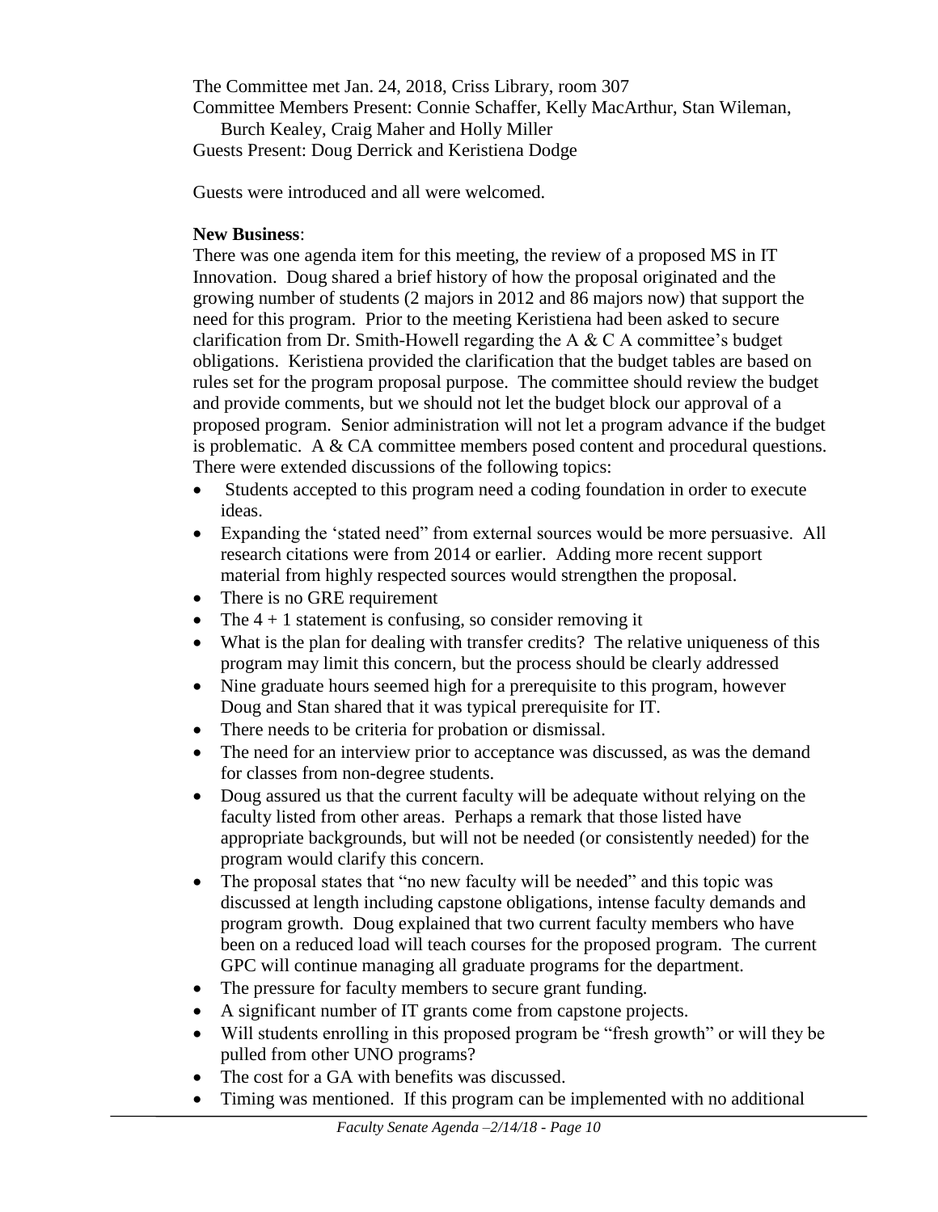The Committee met Jan. 24, 2018, Criss Library, room 307
Committee Members Present: Connie Schaffer, Kelly MacArthur, Stan Wileman, Burch Kealey, Craig Maher and Holly Miller
Guests Present: Doug Derrick and Keristiena Dodge

Guests were introduced and all were welcomed.

**New Business**:
There was one agenda item for this meeting, the review of a proposed MS in IT Innovation. Doug shared a brief history of how the proposal originated and the growing number of students (2 majors in 2012 and 86 majors now) that support the need for this program. Prior to the meeting Keristiena had been asked to secure clarification from Dr. Smith-Howell regarding the A & C A committee's budget obligations. Keristiena provided the clarification that the budget tables are based on rules set for the program proposal purpose. The committee should review the budget and provide comments, but we should not let the budget block our approval of a proposed program. Senior administration will not let a program advance if the budget is problematic. A & CA committee members posed content and procedural questions. There were extended discussions of the following topics:

- Students accepted to this program need a coding foundation in order to execute ideas.
- Expanding the 'stated need" from external sources would be more persuasive. All research citations were from 2014 or earlier. Adding more recent support material from highly respected sources would strengthen the proposal.
- There is no GRE requirement
- The 4 + 1 statement is confusing, so consider removing it
- What is the plan for dealing with transfer credits? The relative uniqueness of this program may limit this concern, but the process should be clearly addressed
- Nine graduate hours seemed high for a prerequisite to this program, however Doug and Stan shared that it was typical prerequisite for IT.
- There needs to be criteria for probation or dismissal.
- The need for an interview prior to acceptance was discussed, as was the demand for classes from non-degree students.
- Doug assured us that the current faculty will be adequate without relying on the faculty listed from other areas. Perhaps a remark that those listed have appropriate backgrounds, but will not be needed (or consistently needed) for the program would clarify this concern.
- The proposal states that "no new faculty will be needed" and this topic was discussed at length including capstone obligations, intense faculty demands and program growth. Doug explained that two current faculty members who have been on a reduced load will teach courses for the proposed program. The current GPC will continue managing all graduate programs for the department.
- The pressure for faculty members to secure grant funding.
- A significant number of IT grants come from capstone projects.
- Will students enrolling in this proposed program be "fresh growth" or will they be pulled from other UNO programs?
- The cost for a GA with benefits was discussed.
- Timing was mentioned. If this program can be implemented with no additional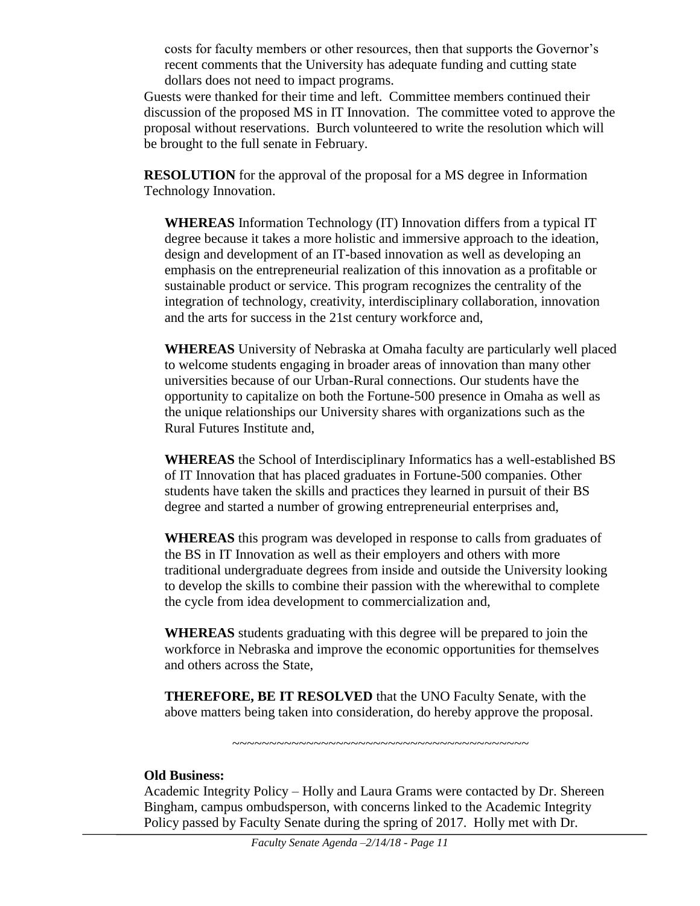costs for faculty members or other resources, then that supports the Governor's recent comments that the University has adequate funding and cutting state dollars does not need to impact programs.

Guests were thanked for their time and left. Committee members continued their discussion of the proposed MS in IT Innovation. The committee voted to approve the proposal without reservations. Burch volunteered to write the resolution which will be brought to the full senate in February.

**RESOLUTION** for the approval of the proposal for a MS degree in Information Technology Innovation.

**WHEREAS** Information Technology (IT) Innovation differs from a typical IT degree because it takes a more holistic and immersive approach to the ideation, design and development of an IT-based innovation as well as developing an emphasis on the entrepreneurial realization of this innovation as a profitable or sustainable product or service. This program recognizes the centrality of the integration of technology, creativity, interdisciplinary collaboration, innovation and the arts for success in the 21st century workforce and,

**WHEREAS** University of Nebraska at Omaha faculty are particularly well placed to welcome students engaging in broader areas of innovation than many other universities because of our Urban-Rural connections. Our students have the opportunity to capitalize on both the Fortune-500 presence in Omaha as well as the unique relationships our University shares with organizations such as the Rural Futures Institute and,

**WHEREAS** the School of Interdisciplinary Informatics has a well-established BS of IT Innovation that has placed graduates in Fortune-500 companies. Other students have taken the skills and practices they learned in pursuit of their BS degree and started a number of growing entrepreneurial enterprises and,

**WHEREAS** this program was developed in response to calls from graduates of the BS in IT Innovation as well as their employers and others with more traditional undergraduate degrees from inside and outside the University looking to develop the skills to combine their passion with the wherewithal to complete the cycle from idea development to commercialization and,

**WHEREAS** students graduating with this degree will be prepared to join the workforce in Nebraska and improve the economic opportunities for themselves and others across the State,

**THEREFORE, BE IT RESOLVED** that the UNO Faculty Senate, with the above matters being taken into consideration, do hereby approve the proposal.

~~~~~~~~~~~~~~~~~~~~~~~~~~~~~~~~~~~~~~~~~~

**Old Business:**

Academic Integrity Policy – Holly and Laura Grams were contacted by Dr. Shereen Bingham, campus ombudsperson, with concerns linked to the Academic Integrity Policy passed by Faculty Senate during the spring of 2017. Holly met with Dr.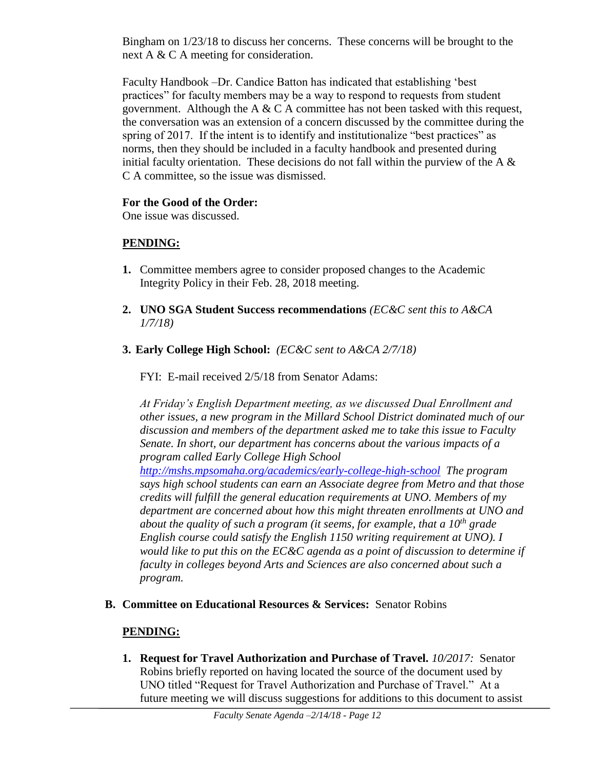Bingham on 1/23/18 to discuss her concerns. These concerns will be brought to the next A & C A meeting for consideration.

Faculty Handbook –Dr. Candice Batton has indicated that establishing 'best practices" for faculty members may be a way to respond to requests from student government. Although the A & C A committee has not been tasked with this request, the conversation was an extension of a concern discussed by the committee during the spring of 2017. If the intent is to identify and institutionalize "best practices" as norms, then they should be included in a faculty handbook and presented during initial faculty orientation. These decisions do not fall within the purview of the A & C A committee, so the issue was dismissed.

**For the Good of the Order:**
One issue was discussed.

**PENDING:**

1. Committee members agree to consider proposed changes to the Academic Integrity Policy in their Feb. 28, 2018 meeting.

2. **UNO SGA Student Success recommendations** *(EC&C sent this to A&CA 1/7/18)*

3. **Early College High School:** *(EC&C sent to A&CA 2/7/18)*

   FYI: E-mail received 2/5/18 from Senator Adams:

   *At Friday's English Department meeting, as we discussed Dual Enrollment and other issues, a new program in the Millard School District dominated much of our discussion and members of the department asked me to take this issue to Faculty Senate. In short, our department has concerns about the various impacts of a program called Early College High School http://mshs.mpsomaha.org/academics/early-college-high-school The program says high school students can earn an Associate degree from Metro and that those credits will fulfill the general education requirements at UNO. Members of my department are concerned about how this might threaten enrollments at UNO and about the quality of such a program (it seems, for example, that a 10th grade English course could satisfy the English 1150 writing requirement at UNO). I would like to put this on the EC&C agenda as a point of discussion to determine if faculty in colleges beyond Arts and Sciences are also concerned about such a program.*

**B. Committee on Educational Resources & Services:** Senator Robins

**PENDING:**

1. **Request for Travel Authorization and Purchase of Travel.** *10/2017:* Senator Robins briefly reported on having located the source of the document used by UNO titled "Request for Travel Authorization and Purchase of Travel." At a future meeting we will discuss suggestions for additions to this document to assist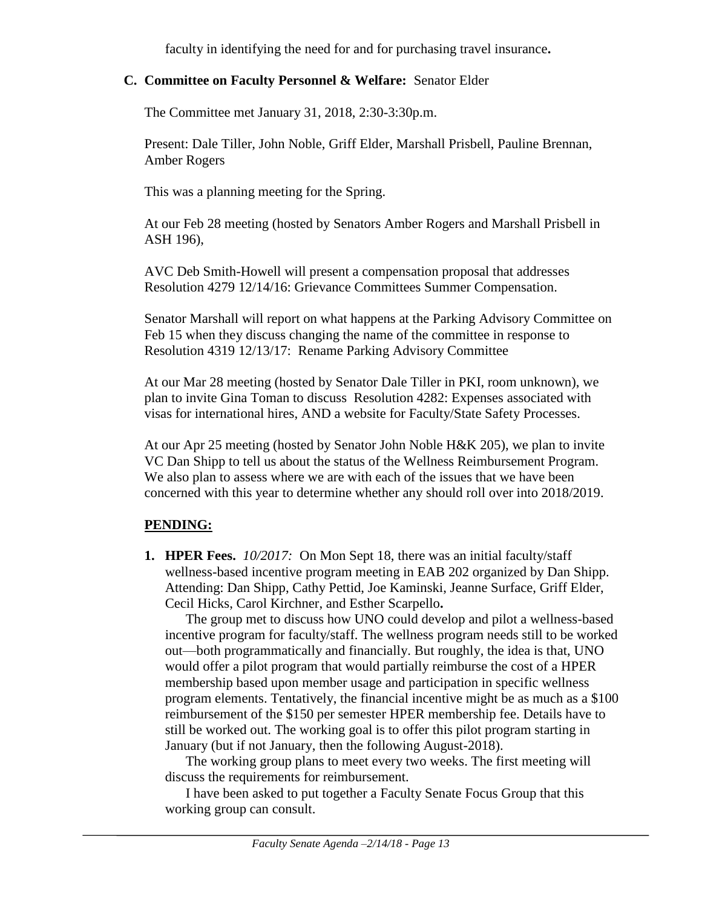faculty in identifying the need for and for purchasing travel insurance**.**

**C. Committee on Faculty Personnel & Welfare:** Senator Elder

The Committee met January 31, 2018, 2:30-3:30p.m.

Present: Dale Tiller, John Noble, Griff Elder, Marshall Prisbell, Pauline Brennan, Amber Rogers

This was a planning meeting for the Spring.

At our Feb 28 meeting (hosted by Senators Amber Rogers and Marshall Prisbell in ASH 196),

AVC Deb Smith-Howell will present a compensation proposal that addresses Resolution 4279 12/14/16: Grievance Committees Summer Compensation.

Senator Marshall will report on what happens at the Parking Advisory Committee on Feb 15 when they discuss changing the name of the committee in response to Resolution 4319 12/13/17: Rename Parking Advisory Committee

At our Mar 28 meeting (hosted by Senator Dale Tiller in PKI, room unknown), we plan to invite Gina Toman to discuss Resolution 4282: Expenses associated with visas for international hires, AND a website for Faculty/State Safety Processes.

At our Apr 25 meeting (hosted by Senator John Noble H&K 205), we plan to invite VC Dan Shipp to tell us about the status of the Wellness Reimbursement Program. We also plan to assess where we are with each of the issues that we have been concerned with this year to determine whether any should roll over into 2018/2019.

**PENDING:**

**1. HPER Fees.** *10/2017:* On Mon Sept 18, there was an initial faculty/staff wellness-based incentive program meeting in EAB 202 organized by Dan Shipp. Attending: Dan Shipp, Cathy Pettid, Joe Kaminski, Jeanne Surface, Griff Elder, Cecil Hicks, Carol Kirchner, and Esther Scarpello**.**

The group met to discuss how UNO could develop and pilot a wellness-based incentive program for faculty/staff. The wellness program needs still to be worked out—both programmatically and financially. But roughly, the idea is that, UNO would offer a pilot program that would partially reimburse the cost of a HPER membership based upon member usage and participation in specific wellness program elements. Tentatively, the financial incentive might be as much as a $100 reimbursement of the $150 per semester HPER membership fee. Details have to still be worked out. The working goal is to offer this pilot program starting in January (but if not January, then the following August-2018).

The working group plans to meet every two weeks. The first meeting will discuss the requirements for reimbursement.

I have been asked to put together a Faculty Senate Focus Group that this working group can consult.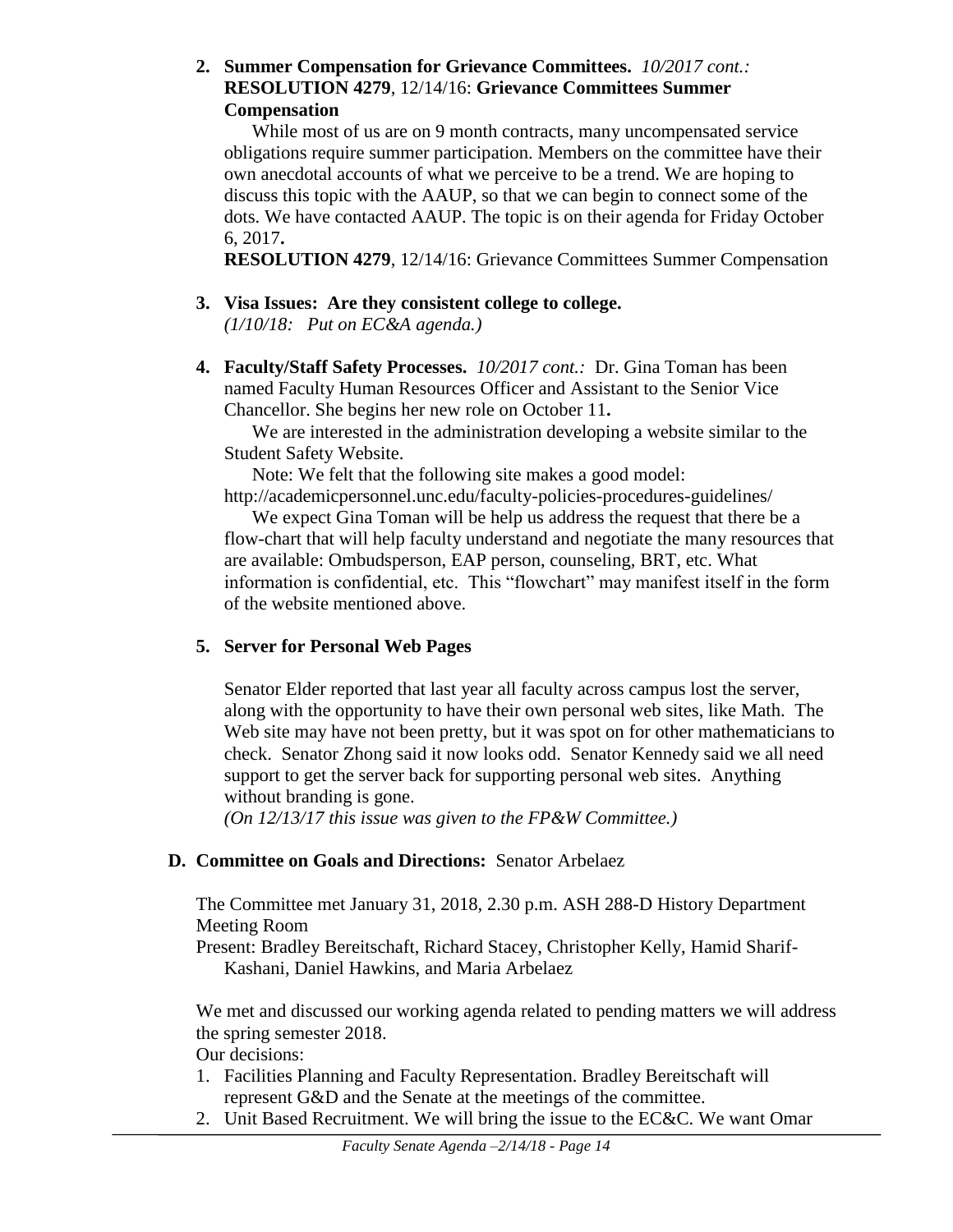2. **Summer Compensation for Grievance Committees.** *10/2017 cont.:* **RESOLUTION 4279**, 12/14/16: **Grievance Committees Summer Compensation**

   While most of us are on 9 month contracts, many uncompensated service obligations require summer participation. Members on the committee have their own anecdotal accounts of what we perceive to be a trend. We are hoping to discuss this topic with the AAUP, so that we can begin to connect some of the dots. We have contacted AAUP. The topic is on their agenda for Friday October 6, 2017**.**

   **RESOLUTION 4279**, 12/14/16: Grievance Committees Summer Compensation

3. **Visa Issues: Are they consistent college to college.**
   *(1/10/18: Put on EC&A agenda.)*

4. **Faculty/Staff Safety Processes.** *10/2017 cont.:* Dr. Gina Toman has been named Faculty Human Resources Officer and Assistant to the Senior Vice Chancellor. She begins her new role on October 11**.**

   We are interested in the administration developing a website similar to the Student Safety Website.

   Note: We felt that the following site makes a good model: http://academicpersonnel.unc.edu/faculty-policies-procedures-guidelines/

   We expect Gina Toman will be help us address the request that there be a flow-chart that will help faculty understand and negotiate the many resources that are available: Ombudsperson, EAP person, counseling, BRT, etc. What information is confidential, etc. This "flowchart" may manifest itself in the form of the website mentioned above.

5. **Server for Personal Web Pages**

   Senator Elder reported that last year all faculty across campus lost the server, along with the opportunity to have their own personal web sites, like Math. The Web site may have not been pretty, but it was spot on for other mathematicians to check. Senator Zhong said it now looks odd. Senator Kennedy said we all need support to get the server back for supporting personal web sites. Anything without branding is gone.
   *(On 12/13/17 this issue was given to the FP&W Committee.)*

**D. Committee on Goals and Directions:** Senator Arbelaez

The Committee met January 31, 2018, 2.30 p.m. ASH 288-D History Department Meeting Room

Present: Bradley Bereitschaft, Richard Stacey, Christopher Kelly, Hamid Sharif-Kashani, Daniel Hawkins, and Maria Arbelaez

We met and discussed our working agenda related to pending matters we will address the spring semester 2018.

Our decisions:

1. Facilities Planning and Faculty Representation. Bradley Bereitschaft will represent G&D and the Senate at the meetings of the committee.
2. Unit Based Recruitment. We will bring the issue to the EC&C. We want Omar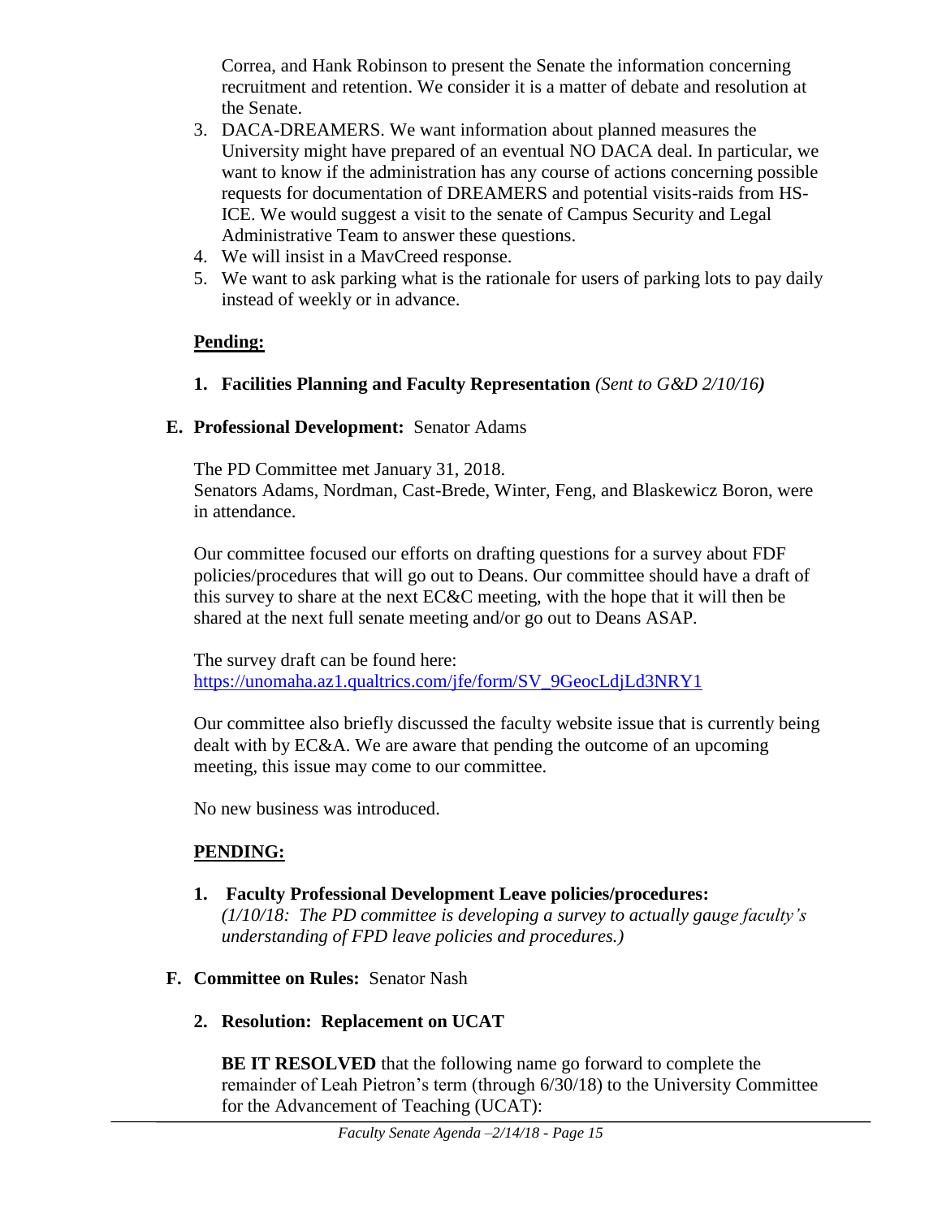Correa, and Hank Robinson to present the Senate the information concerning recruitment and retention. We consider it is a matter of debate and resolution at the Senate.

3. DACA-DREAMERS. We want information about planned measures the University might have prepared of an eventual NO DACA deal. In particular, we want to know if the administration has any course of actions concerning possible requests for documentation of DREAMERS and potential visits-raids from HS-ICE. We would suggest a visit to the senate of Campus Security and Legal Administrative Team to answer these questions.
4. We will insist in a MavCreed response.
5. We want to ask parking what is the rationale for users of parking lots to pay daily instead of weekly or in advance.

**Pending:**

1. **Facilities Planning and Faculty Representation** *(Sent to G&D 2/10/16)*

**E. Professional Development:** Senator Adams

The PD Committee met January 31, 2018.
Senators Adams, Nordman, Cast-Brede, Winter, Feng, and Blaskewicz Boron, were in attendance.

Our committee focused our efforts on drafting questions for a survey about FDF policies/procedures that will go out to Deans. Our committee should have a draft of this survey to share at the next EC&C meeting, with the hope that it will then be shared at the next full senate meeting and/or go out to Deans ASAP.

The survey draft can be found here:
https://unomaha.az1.qualtrics.com/jfe/form/SV_9GeocLdjLd3NRY1

Our committee also briefly discussed the faculty website issue that is currently being dealt with by EC&A. We are aware that pending the outcome of an upcoming meeting, this issue may come to our committee.

No new business was introduced.

**PENDING:**

1. **Faculty Professional Development Leave policies/procedures:** *(1/10/18: The PD committee is developing a survey to actually gauge faculty's understanding of FPD leave policies and procedures.)*

**F. Committee on Rules:** Senator Nash

2. **Resolution: Replacement on UCAT**

**BE IT RESOLVED** that the following name go forward to complete the remainder of Leah Pietron's term (through 6/30/18) to the University Committee for the Advancement of Teaching (UCAT):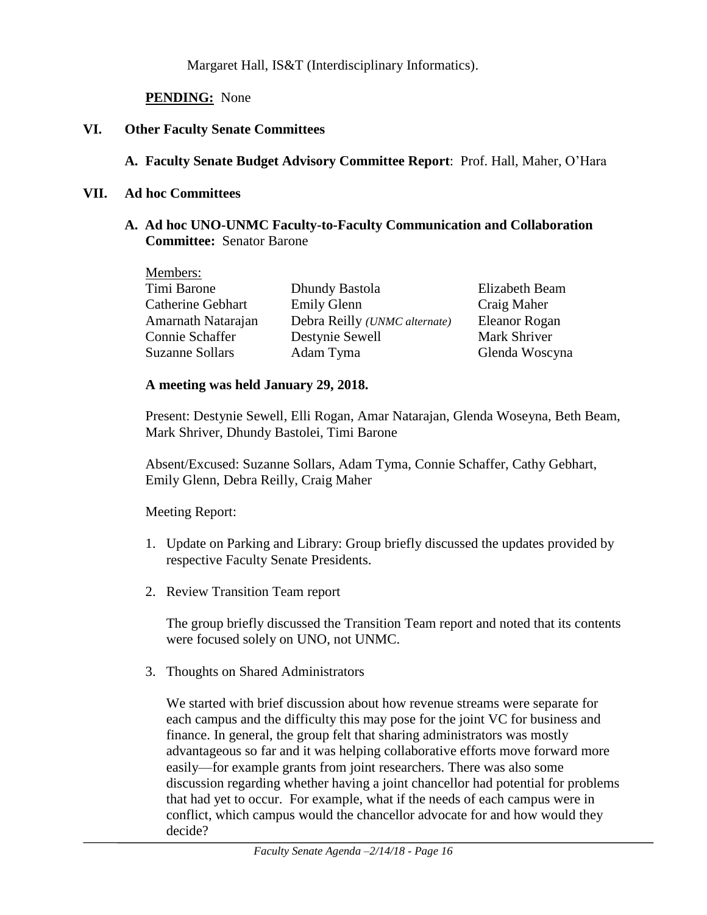Margaret Hall, IS&T (Interdisciplinary Informatics).

**PENDING:** None

## VI. Other Faculty Senate Committees

### A. Faculty Senate Budget Advisory Committee Report: Prof. Hall, Maher, O'Hara

## VII. Ad hoc Committees

### A. Ad hoc UNO-UNMC Faculty-to-Faculty Communication and Collaboration Committee: Senator Barone

Members:

| | | |
|---|---|---|
| Timi Barone | Dhundy Bastola | Elizabeth Beam |
| Catherine Gebhart | Emily Glenn | Craig Maher |
| Amarnath Natarajan | Debra Reilly *(UNMC alternate)* | Eleanor Rogan |
| Connie Schaffer | Destynie Sewell | Mark Shriver |
| Suzanne Sollars | Adam Tyma | Glenda Woscyna |

**A meeting was held January 29, 2018.**

Present: Destynie Sewell, Elli Rogan, Amar Natarajan, Glenda Woseyna, Beth Beam, Mark Shriver, Dhundy Bastolei, Timi Barone

Absent/Excused: Suzanne Sollars, Adam Tyma, Connie Schaffer, Cathy Gebhart, Emily Glenn, Debra Reilly, Craig Maher

Meeting Report:

1. Update on Parking and Library: Group briefly discussed the updates provided by respective Faculty Senate Presidents.

2. Review Transition Team report

   The group briefly discussed the Transition Team report and noted that its contents were focused solely on UNO, not UNMC.

3. Thoughts on Shared Administrators

   We started with brief discussion about how revenue streams were separate for each campus and the difficulty this may pose for the joint VC for business and finance. In general, the group felt that sharing administrators was mostly advantageous so far and it was helping collaborative efforts move forward more easily—for example grants from joint researchers. There was also some discussion regarding whether having a joint chancellor had potential for problems that had yet to occur. For example, what if the needs of each campus were in conflict, which campus would the chancellor advocate for and how would they decide?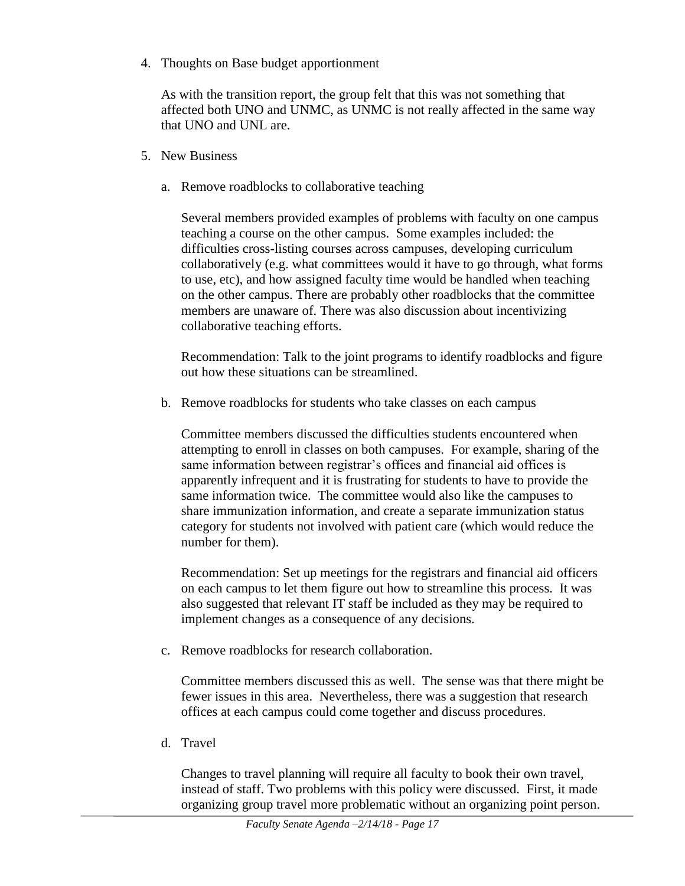4. Thoughts on Base budget apportionment

   As with the transition report, the group felt that this was not something that affected both UNO and UNMC, as UNMC is not really affected in the same way that UNO and UNL are.

5. New Business

   a. Remove roadblocks to collaborative teaching

      Several members provided examples of problems with faculty on one campus teaching a course on the other campus. Some examples included: the difficulties cross-listing courses across campuses, developing curriculum collaboratively (e.g. what committees would it have to go through, what forms to use, etc), and how assigned faculty time would be handled when teaching on the other campus. There are probably other roadblocks that the committee members are unaware of. There was also discussion about incentivizing collaborative teaching efforts.

      Recommendation: Talk to the joint programs to identify roadblocks and figure out how these situations can be streamlined.

   b. Remove roadblocks for students who take classes on each campus

      Committee members discussed the difficulties students encountered when attempting to enroll in classes on both campuses. For example, sharing of the same information between registrar's offices and financial aid offices is apparently infrequent and it is frustrating for students to have to provide the same information twice. The committee would also like the campuses to share immunization information, and create a separate immunization status category for students not involved with patient care (which would reduce the number for them).

      Recommendation: Set up meetings for the registrars and financial aid officers on each campus to let them figure out how to streamline this process. It was also suggested that relevant IT staff be included as they may be required to implement changes as a consequence of any decisions.

   c. Remove roadblocks for research collaboration.

      Committee members discussed this as well. The sense was that there might be fewer issues in this area. Nevertheless, there was a suggestion that research offices at each campus could come together and discuss procedures.

   d. Travel

      Changes to travel planning will require all faculty to book their own travel, instead of staff. Two problems with this policy were discussed. First, it made organizing group travel more problematic without an organizing point person.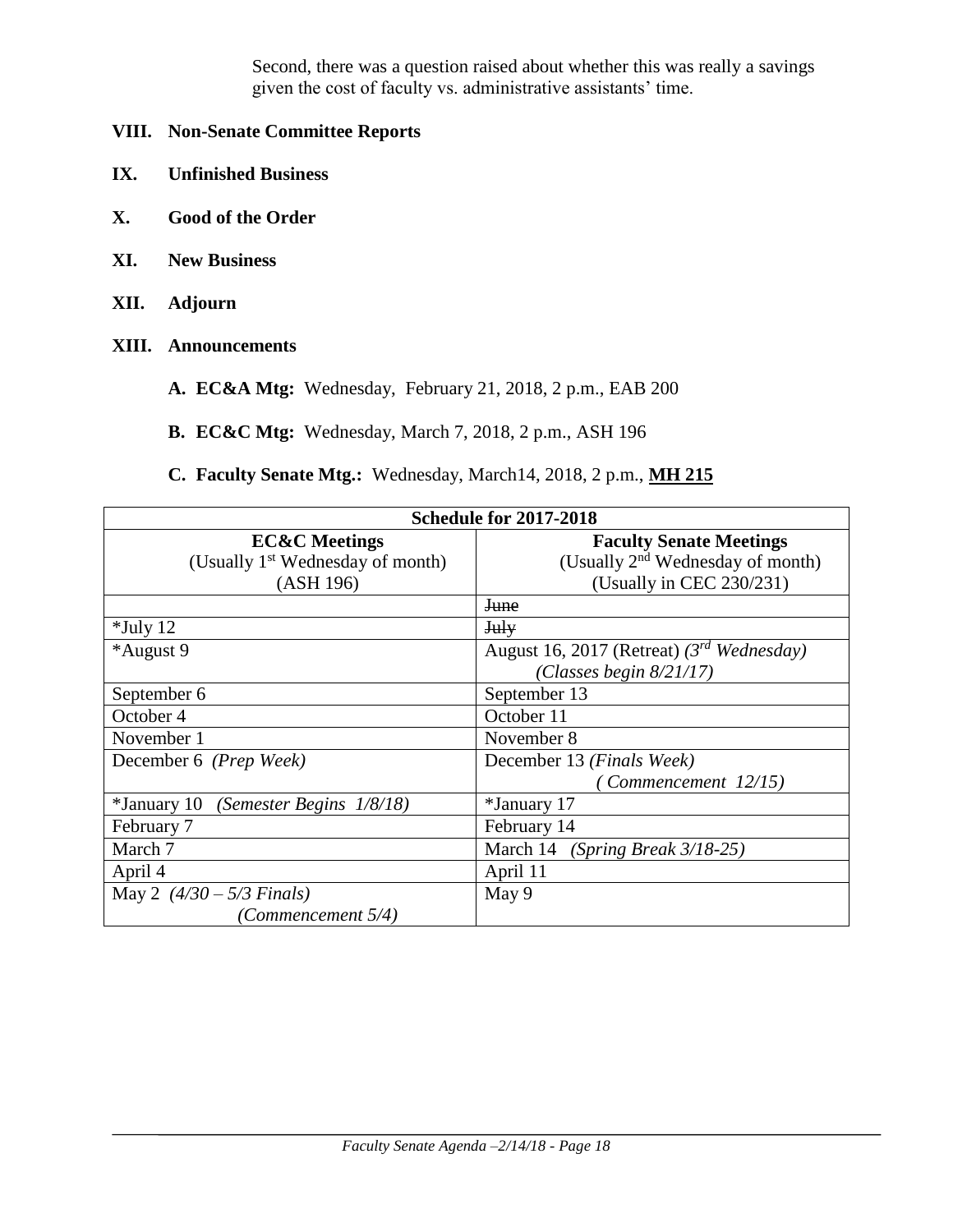Second, there was a question raised about whether this was really a savings given the cost of faculty vs. administrative assistants' time.

**VIII. Non-Senate Committee Reports**

**IX. Unfinished Business**

**X. Good of the Order**

**XI. New Business**

**XII. Adjourn**

**XIII. Announcements**

**A. EC&A Mtg:** Wednesday, February 21, 2018, 2 p.m., EAB 200

**B. EC&C Mtg:** Wednesday, March 7, 2018, 2 p.m., ASH 196

**C. Faculty Senate Mtg.:** Wednesday, March14, 2018, 2 p.m., **MH 215**

| **Schedule for 2017-2018** | |
|---|---|
| **EC&C Meetings** (Usually 1st Wednesday of month) (ASH 196) | **Faculty Senate Meetings** (Usually 2nd Wednesday of month) (Usually in CEC 230/231) |
| | ~~June~~ |
| *July 12 | ~~July~~ |
| *August 9 | August 16, 2017 (Retreat) *(3rd Wednesday)* *(Classes begin 8/21/17)* |
| September 6 | September 13 |
| October 4 | October 11 |
| November 1 | November 8 |
| December 6 *(Prep Week)* | December 13 *(Finals Week)* *( Commencement 12/15)* |
| *January 10 *(Semester Begins 1/8/18)* | *January 17 |
| February 7 | February 14 |
| March 7 | March 14 *(Spring Break 3/18-25)* |
| April 4 | April 11 |
| May 2 *(4/30 – 5/3 Finals)* *(Commencement 5/4)* | May 9 |